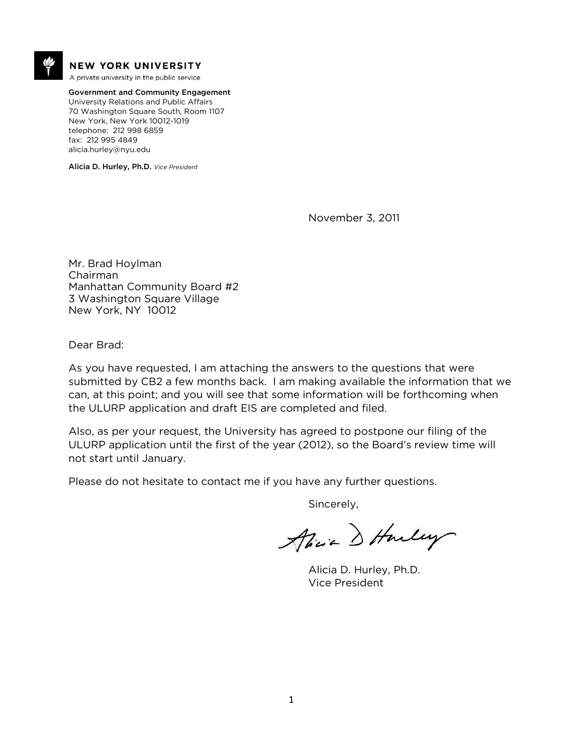**NEW YORK UNIVERSITY**
A private university in the public service

**Government and Community Engagement**
University Relations and Public Affairs
70 Washington Square South, Room 1107
New York, New York 10012-1019
telephone: 212 998 6859
fax: 212 995 4849
alicia.hurley@nyu.edu

**Alicia D. Hurley, Ph.D.** *Vice President*

November 3, 2011

Mr. Brad Hoylman
Chairman
Manhattan Community Board #2
3 Washington Square Village
New York, NY 10012

Dear Brad:

As you have requested, I am attaching the answers to the questions that were submitted by CB2 a few months back. I am making available the information that we can, at this point; and you will see that some information will be forthcoming when the ULURP application and draft EIS are completed and filed.

Also, as per your request, the University has agreed to postpone our filing of the ULURP application until the first of the year (2012), so the Board's review time will not start until January.

Please do not hesitate to contact me if you have any further questions.

Sincerely,

Alicia D. Hurley

Alicia D. Hurley, Ph.D.
Vice President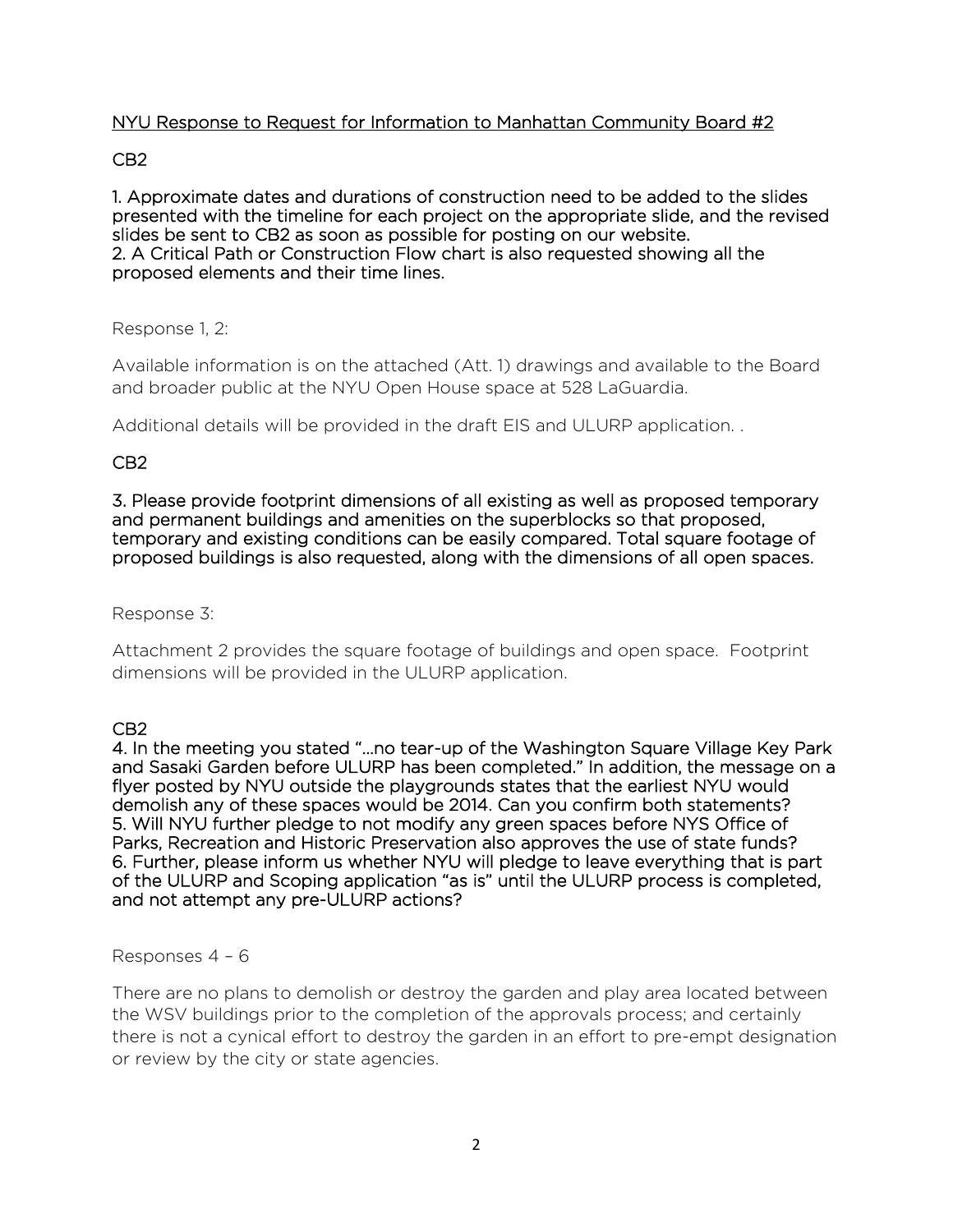<u>NYU Response to Request for Information to Manhattan Community Board #2</u>

**CB2**

**1. Approximate dates and durations of construction need to be added to the slides presented with the timeline for each project on the appropriate slide, and the revised slides be sent to CB2 as soon as possible for posting on our website.**
**2. A Critical Path or Construction Flow chart is also requested showing all the proposed elements and their time lines.**

Response 1, 2:

Available information is on the attached (Att. 1) drawings and available to the Board and broader public at the NYU Open House space at 528 LaGuardia.

Additional details will be provided in the draft EIS and ULURP application. .

**CB2**

**3. Please provide footprint dimensions of all existing as well as proposed temporary and permanent buildings and amenities on the superblocks so that proposed, temporary and existing conditions can be easily compared. Total square footage of proposed buildings is also requested, along with the dimensions of all open spaces.**

Response 3:

Attachment 2 provides the square footage of buildings and open space. Footprint dimensions will be provided in the ULURP application.

**CB2**
**4. In the meeting you stated "…no tear-up of the Washington Square Village Key Park and Sasaki Garden before ULURP has been completed." In addition, the message on a flyer posted by NYU outside the playgrounds states that the earliest NYU would demolish any of these spaces would be 2014. Can you confirm both statements?**
**5. Will NYU further pledge to not modify any green spaces before NYS Office of Parks, Recreation and Historic Preservation also approves the use of state funds?**
**6. Further, please inform us whether NYU will pledge to leave everything that is part of the ULURP and Scoping application "as is" until the ULURP process is completed, and not attempt any pre-ULURP actions?**

Responses 4 – 6

There are no plans to demolish or destroy the garden and play area located between the WSV buildings prior to the completion of the approvals process; and certainly there is not a cynical effort to destroy the garden in an effort to pre-empt designation or review by the city or state agencies.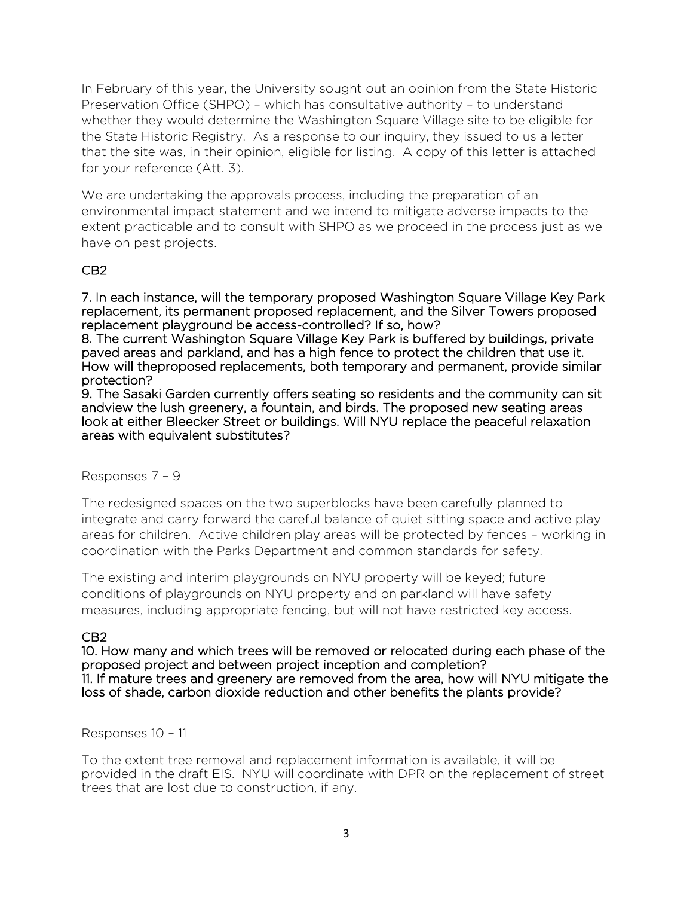In February of this year, the University sought out an opinion from the State Historic Preservation Office (SHPO) – which has consultative authority – to understand whether they would determine the Washington Square Village site to be eligible for the State Historic Registry. As a response to our inquiry, they issued to us a letter that the site was, in their opinion, eligible for listing. A copy of this letter is attached for your reference (Att. 3).

We are undertaking the approvals process, including the preparation of an environmental impact statement and we intend to mitigate adverse impacts to the extent practicable and to consult with SHPO as we proceed in the process just as we have on past projects.

**CB2**

**7. In each instance, will the temporary proposed Washington Square Village Key Park replacement, its permanent proposed replacement, and the Silver Towers proposed replacement playground be access-controlled? If so, how?**
**8. The current Washington Square Village Key Park is buffered by buildings, private paved areas and parkland, and has a high fence to protect the children that use it. How will theproposed replacements, both temporary and permanent, provide similar protection?**
**9. The Sasaki Garden currently offers seating so residents and the community can sit andview the lush greenery, a fountain, and birds. The proposed new seating areas look at either Bleecker Street or buildings. Will NYU replace the peaceful relaxation areas with equivalent substitutes?**

Responses 7 – 9

The redesigned spaces on the two superblocks have been carefully planned to integrate and carry forward the careful balance of quiet sitting space and active play areas for children. Active children play areas will be protected by fences – working in coordination with the Parks Department and common standards for safety.

The existing and interim playgrounds on NYU property will be keyed; future conditions of playgrounds on NYU property and on parkland will have safety measures, including appropriate fencing, but will not have restricted key access.

**CB2**
**10. How many and which trees will be removed or relocated during each phase of the proposed project and between project inception and completion?**
**11. If mature trees and greenery are removed from the area, how will NYU mitigate the loss of shade, carbon dioxide reduction and other benefits the plants provide?**

Responses 10 – 11

To the extent tree removal and replacement information is available, it will be provided in the draft EIS. NYU will coordinate with DPR on the replacement of street trees that are lost due to construction, if any.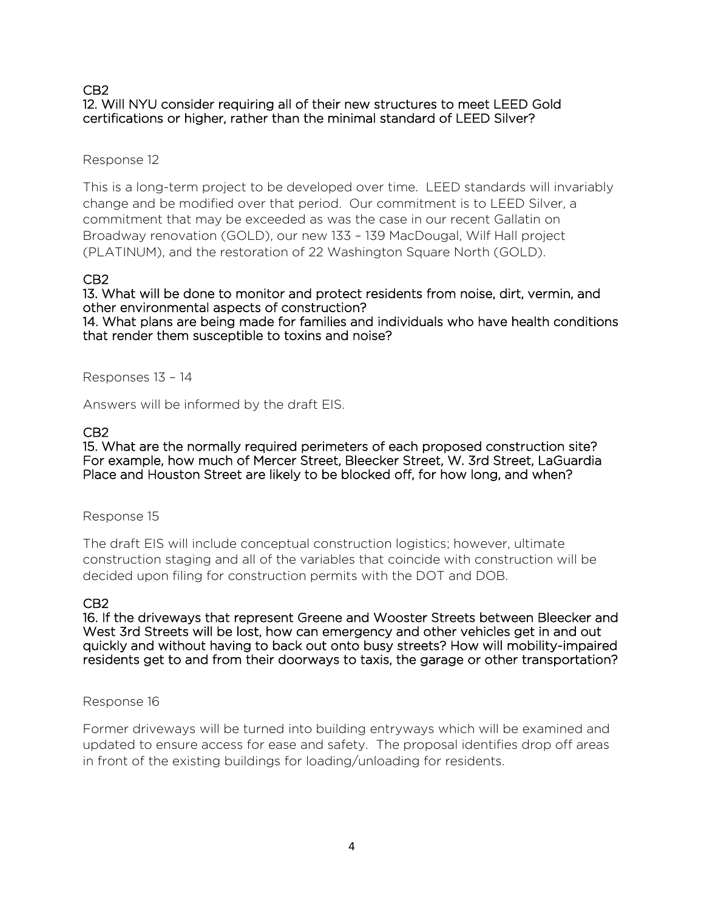CB2

**12. Will NYU consider requiring all of their new structures to meet LEED Gold certifications or higher, rather than the minimal standard of LEED Silver?**

Response 12

This is a long-term project to be developed over time. LEED standards will invariably change and be modified over that period. Our commitment is to LEED Silver, a commitment that may be exceeded as was the case in our recent Gallatin on Broadway renovation (GOLD), our new 133 – 139 MacDougal, Wilf Hall project (PLATINUM), and the restoration of 22 Washington Square North (GOLD).

CB2

**13. What will be done to monitor and protect residents from noise, dirt, vermin, and other environmental aspects of construction?**

**14. What plans are being made for families and individuals who have health conditions that render them susceptible to toxins and noise?**

Responses 13 – 14

Answers will be informed by the draft EIS.

CB2

**15. What are the normally required perimeters of each proposed construction site? For example, how much of Mercer Street, Bleecker Street, W. 3rd Street, LaGuardia Place and Houston Street are likely to be blocked off, for how long, and when?**

Response 15

The draft EIS will include conceptual construction logistics; however, ultimate construction staging and all of the variables that coincide with construction will be decided upon filing for construction permits with the DOT and DOB.

CB2

**16. If the driveways that represent Greene and Wooster Streets between Bleecker and West 3rd Streets will be lost, how can emergency and other vehicles get in and out quickly and without having to back out onto busy streets? How will mobility-impaired residents get to and from their doorways to taxis, the garage or other transportation?**

Response 16

Former driveways will be turned into building entryways which will be examined and updated to ensure access for ease and safety. The proposal identifies drop off areas in front of the existing buildings for loading/unloading for residents.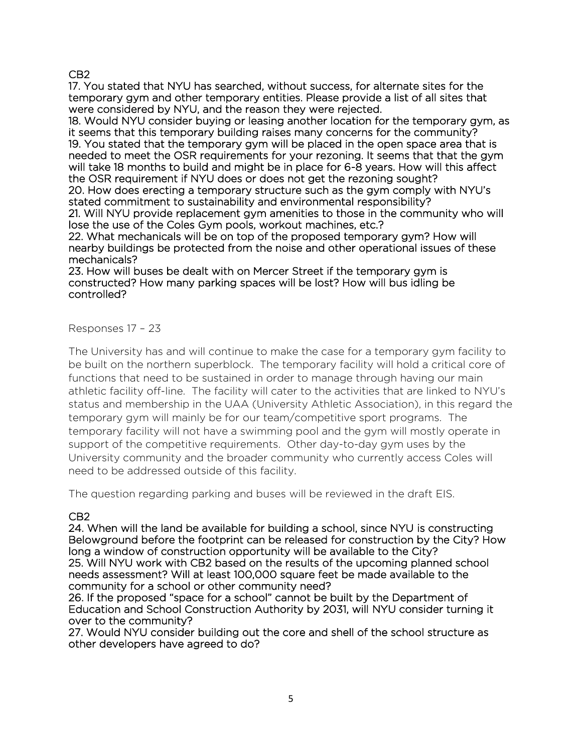CB2

17. You stated that NYU has searched, without success, for alternate sites for the temporary gym and other temporary entities. Please provide a list of all sites that were considered by NYU, and the reason they were rejected.

18. Would NYU consider buying or leasing another location for the temporary gym, as it seems that this temporary building raises many concerns for the community?

19. You stated that the temporary gym will be placed in the open space area that is needed to meet the OSR requirements for your rezoning. It seems that that the gym will take 18 months to build and might be in place for 6-8 years. How will this affect the OSR requirement if NYU does or does not get the rezoning sought?

20. How does erecting a temporary structure such as the gym comply with NYU's stated commitment to sustainability and environmental responsibility?

21. Will NYU provide replacement gym amenities to those in the community who will lose the use of the Coles Gym pools, workout machines, etc.?

22. What mechanicals will be on top of the proposed temporary gym? How will nearby buildings be protected from the noise and other operational issues of these mechanicals?

23. How will buses be dealt with on Mercer Street if the temporary gym is constructed? How many parking spaces will be lost? How will bus idling be controlled?

Responses 17 – 23

The University has and will continue to make the case for a temporary gym facility to be built on the northern superblock. The temporary facility will hold a critical core of functions that need to be sustained in order to manage through having our main athletic facility off-line. The facility will cater to the activities that are linked to NYU's status and membership in the UAA (University Athletic Association), in this regard the temporary gym will mainly be for our team/competitive sport programs. The temporary facility will not have a swimming pool and the gym will mostly operate in support of the competitive requirements. Other day-to-day gym uses by the University community and the broader community who currently access Coles will need to be addressed outside of this facility.

The question regarding parking and buses will be reviewed in the draft EIS.

CB2

24. When will the land be available for building a school, since NYU is constructing Belowground before the footprint can be released for construction by the City? How long a window of construction opportunity will be available to the City?

25. Will NYU work with CB2 based on the results of the upcoming planned school needs assessment? Will at least 100,000 square feet be made available to the community for a school or other community need?

26. If the proposed "space for a school" cannot be built by the Department of Education and School Construction Authority by 2031, will NYU consider turning it over to the community?

27. Would NYU consider building out the core and shell of the school structure as other developers have agreed to do?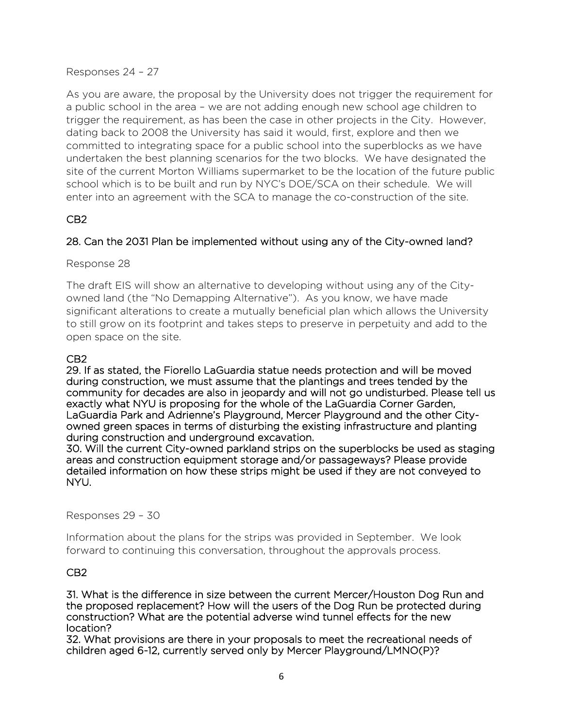Responses 24 – 27

As you are aware, the proposal by the University does not trigger the requirement for a public school in the area – we are not adding enough new school age children to trigger the requirement, as has been the case in other projects in the City. However, dating back to 2008 the University has said it would, first, explore and then we committed to integrating space for a public school into the superblocks as we have undertaken the best planning scenarios for the two blocks. We have designated the site of the current Morton Williams supermarket to be the location of the future public school which is to be built and run by NYC's DOE/SCA on their schedule. We will enter into an agreement with the SCA to manage the co-construction of the site.

**CB2**

**28. Can the 2031 Plan be implemented without using any of the City-owned land?**

Response 28

The draft EIS will show an alternative to developing without using any of the City-owned land (the "No Demapping Alternative"). As you know, we have made significant alterations to create a mutually beneficial plan which allows the University to still grow on its footprint and takes steps to preserve in perpetuity and add to the open space on the site.

**CB2**

**29. If as stated, the Fiorello LaGuardia statue needs protection and will be moved during construction, we must assume that the plantings and trees tended by the community for decades are also in jeopardy and will not go undisturbed. Please tell us exactly what NYU is proposing for the whole of the LaGuardia Corner Garden, LaGuardia Park and Adrienne's Playground, Mercer Playground and the other City-owned green spaces in terms of disturbing the existing infrastructure and planting during construction and underground excavation.**

**30. Will the current City-owned parkland strips on the superblocks be used as staging areas and construction equipment storage and/or passageways? Please provide detailed information on how these strips might be used if they are not conveyed to NYU.**

Responses 29 – 30

Information about the plans for the strips was provided in September. We look forward to continuing this conversation, throughout the approvals process.

**CB2**

**31. What is the difference in size between the current Mercer/Houston Dog Run and the proposed replacement? How will the users of the Dog Run be protected during construction? What are the potential adverse wind tunnel effects for the new location?**

**32. What provisions are there in your proposals to meet the recreational needs of children aged 6-12, currently served only by Mercer Playground/LMNO(P)?**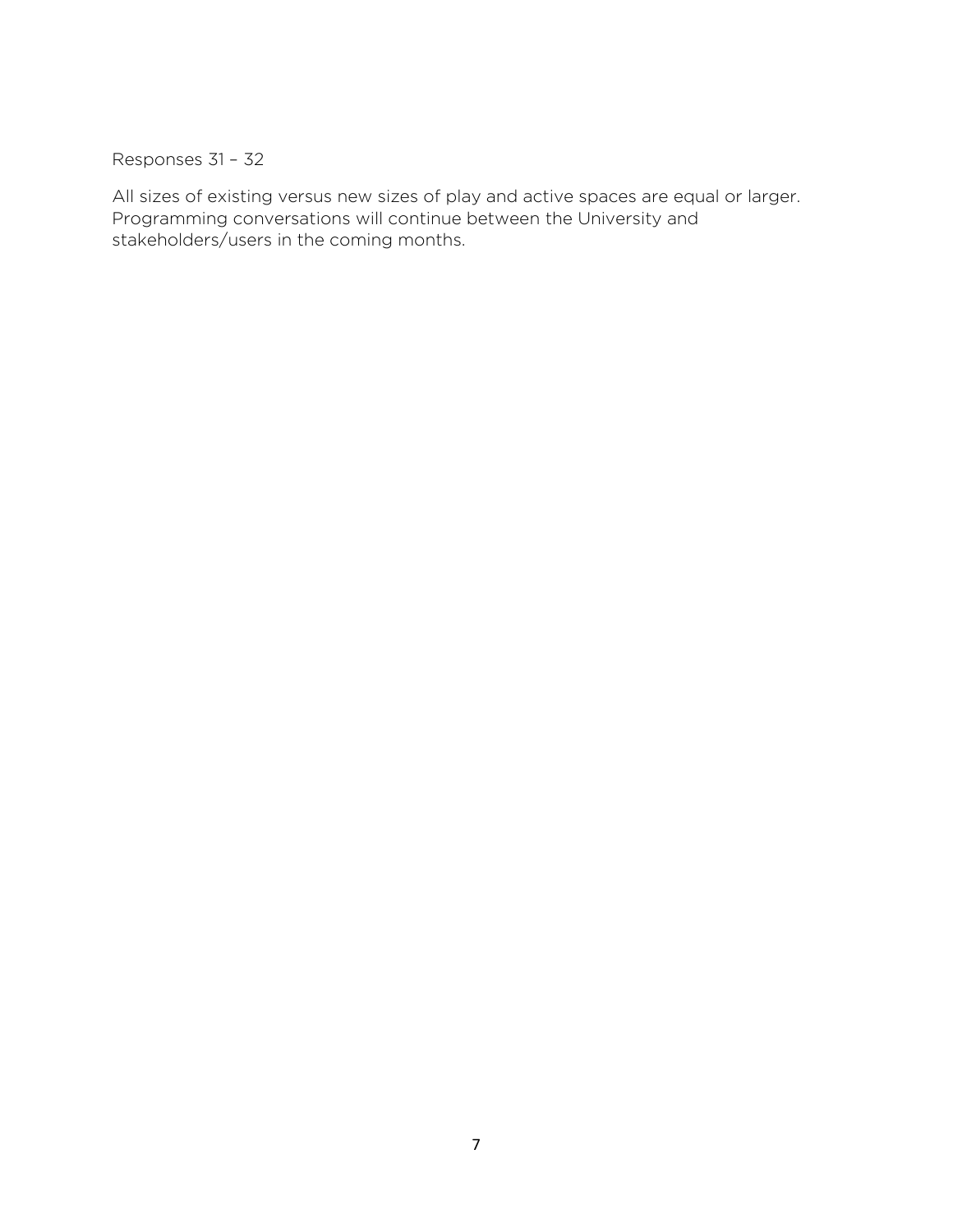Responses 31 – 32

All sizes of existing versus new sizes of play and active spaces are equal or larger. Programming conversations will continue between the University and stakeholders/users in the coming months.